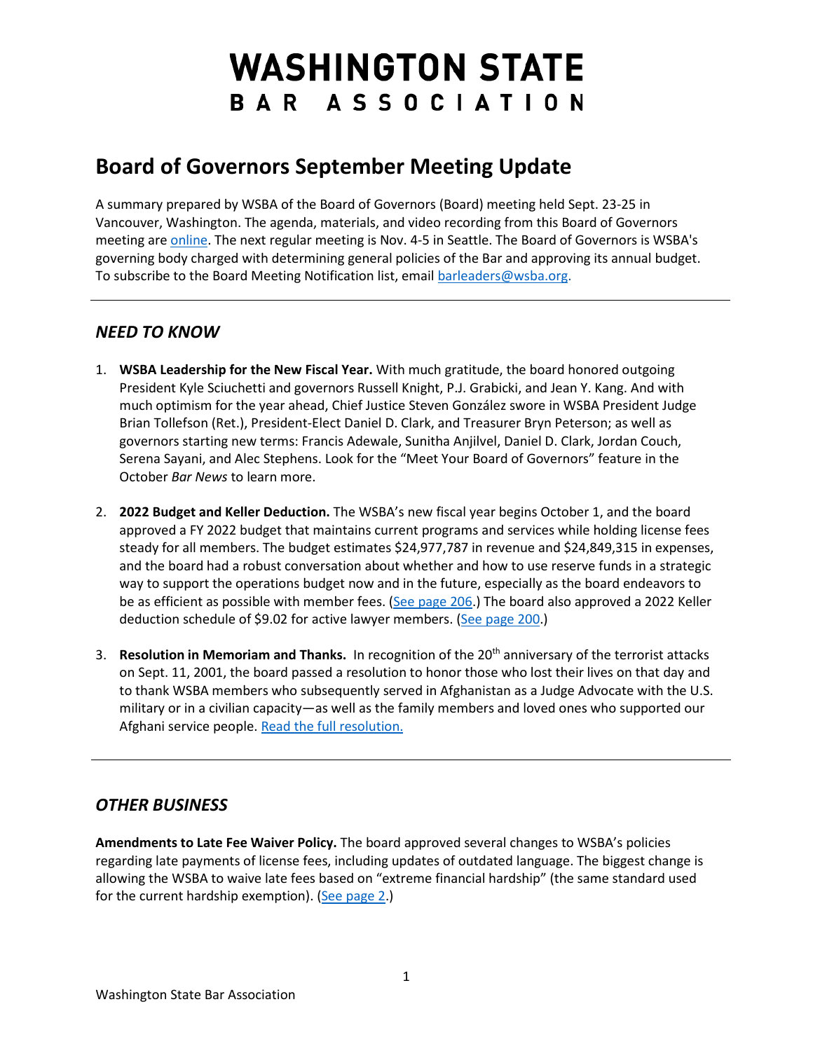# WASHINGTON STATE BAR ASSOCIATION

## Board of Governors September Meeting Update

A summary prepared by WSBA of the Board of Governors (Board) meeting held Sept. 23-25 in Vancouver, Washington. The agenda, materials, and video recording from this Board of Governors meeting are [online](). The next regular meeting is Nov. 4-5 in Seattle. The Board of Governors is WSBA's governing body charged with determining general policies of the Bar and approving its annual budget. To subscribe to the Board Meeting Notification list, email [barleaders@wsba.org](mailto:barleaders@wsba.org).

---

### *NEED TO KNOW*

1. **WSBA Leadership for the New Fiscal Year.** With much gratitude, the board honored outgoing President Kyle Sciuchetti and governors Russell Knight, P.J. Grabicki, and Jean Y. Kang. And with much optimism for the year ahead, Chief Justice Steven González swore in WSBA President Judge Brian Tollefson (Ret.), President-Elect Daniel D. Clark, and Treasurer Bryn Peterson; as well as governors starting new terms: Francis Adewale, Sunitha Anjilvel, Daniel D. Clark, Jordan Couch, Serena Sayani, and Alec Stephens. Look for the "Meet Your Board of Governors" feature in the October *Bar News* to learn more.

2. **2022 Budget and Keller Deduction.** The WSBA's new fiscal year begins October 1, and the board approved a FY 2022 budget that maintains current programs and services while holding license fees steady for all members. The budget estimates $24,977,787 in revenue and $24,849,315 in expenses, and the board had a robust conversation about whether and how to use reserve funds in a strategic way to support the operations budget now and in the future, especially as the board endeavors to be as efficient as possible with member fees. ([See page 206]().) The board also approved a 2022 Keller deduction schedule of $9.02 for active lawyer members. ([See page 200]().)

3. **Resolution in Memoriam and Thanks.** In recognition of the 20th anniversary of the terrorist attacks on Sept. 11, 2001, the board passed a resolution to honor those who lost their lives on that day and to thank WSBA members who subsequently served in Afghanistan as a Judge Advocate with the U.S. military or in a civilian capacity—as well as the family members and loved ones who supported our Afghani service people. [Read the full resolution.]()

---

### *OTHER BUSINESS*

**Amendments to Late Fee Waiver Policy.** The board approved several changes to WSBA's policies regarding late payments of license fees, including updates of outdated language. The biggest change is allowing the WSBA to waive late fees based on "extreme financial hardship" (the same standard used for the current hardship exemption). ([See page 2]().)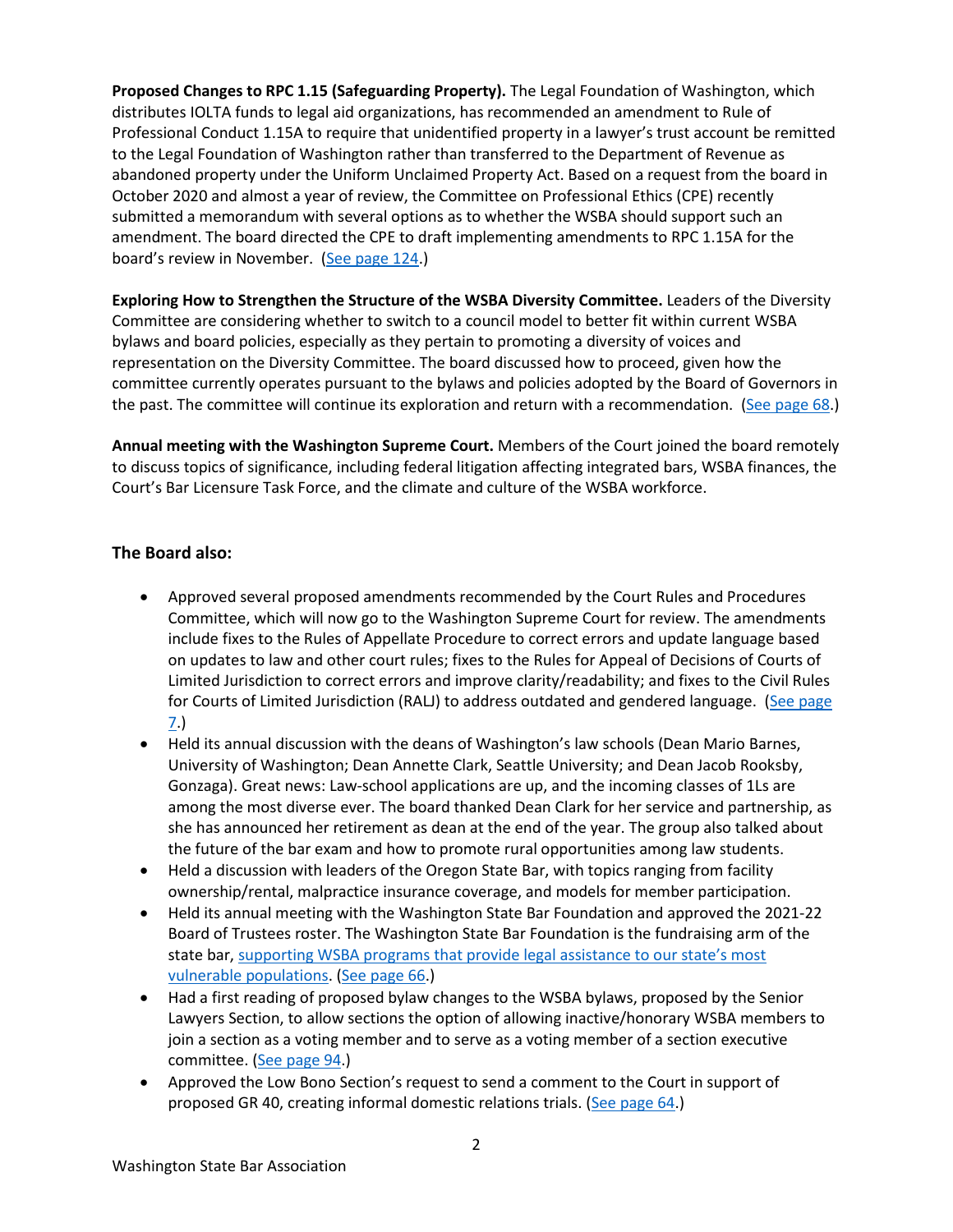**Proposed Changes to RPC 1.15 (Safeguarding Property).** The Legal Foundation of Washington, which distributes IOLTA funds to legal aid organizations, has recommended an amendment to Rule of Professional Conduct 1.15A to require that unidentified property in a lawyer's trust account be remitted to the Legal Foundation of Washington rather than transferred to the Department of Revenue as abandoned property under the Uniform Unclaimed Property Act. Based on a request from the board in October 2020 and almost a year of review, the Committee on Professional Ethics (CPE) recently submitted a memorandum with several options as to whether the WSBA should support such an amendment. The board directed the CPE to draft implementing amendments to RPC 1.15A for the board's review in November. (See page 124.)

**Exploring How to Strengthen the Structure of the WSBA Diversity Committee.** Leaders of the Diversity Committee are considering whether to switch to a council model to better fit within current WSBA bylaws and board policies, especially as they pertain to promoting a diversity of voices and representation on the Diversity Committee. The board discussed how to proceed, given how the committee currently operates pursuant to the bylaws and policies adopted by the Board of Governors in the past. The committee will continue its exploration and return with a recommendation. (See page 68.)

**Annual meeting with the Washington Supreme Court.** Members of the Court joined the board remotely to discuss topics of significance, including federal litigation affecting integrated bars, WSBA finances, the Court's Bar Licensure Task Force, and the climate and culture of the WSBA workforce.

### The Board also:

- Approved several proposed amendments recommended by the Court Rules and Procedures Committee, which will now go to the Washington Supreme Court for review. The amendments include fixes to the Rules of Appellate Procedure to correct errors and update language based on updates to law and other court rules; fixes to the Rules for Appeal of Decisions of Courts of Limited Jurisdiction to correct errors and improve clarity/readability; and fixes to the Civil Rules for Courts of Limited Jurisdiction (RALJ) to address outdated and gendered language. (See page 7.)
- Held its annual discussion with the deans of Washington's law schools (Dean Mario Barnes, University of Washington; Dean Annette Clark, Seattle University; and Dean Jacob Rooksby, Gonzaga). Great news: Law-school applications are up, and the incoming classes of 1Ls are among the most diverse ever. The board thanked Dean Clark for her service and partnership, as she has announced her retirement as dean at the end of the year. The group also talked about the future of the bar exam and how to promote rural opportunities among law students.
- Held a discussion with leaders of the Oregon State Bar, with topics ranging from facility ownership/rental, malpractice insurance coverage, and models for member participation.
- Held its annual meeting with the Washington State Bar Foundation and approved the 2021-22 Board of Trustees roster. The Washington State Bar Foundation is the fundraising arm of the state bar, supporting WSBA programs that provide legal assistance to our state's most vulnerable populations. (See page 66.)
- Had a first reading of proposed bylaw changes to the WSBA bylaws, proposed by the Senior Lawyers Section, to allow sections the option of allowing inactive/honorary WSBA members to join a section as a voting member and to serve as a voting member of a section executive committee. (See page 94.)
- Approved the Low Bono Section's request to send a comment to the Court in support of proposed GR 40, creating informal domestic relations trials. (See page 64.)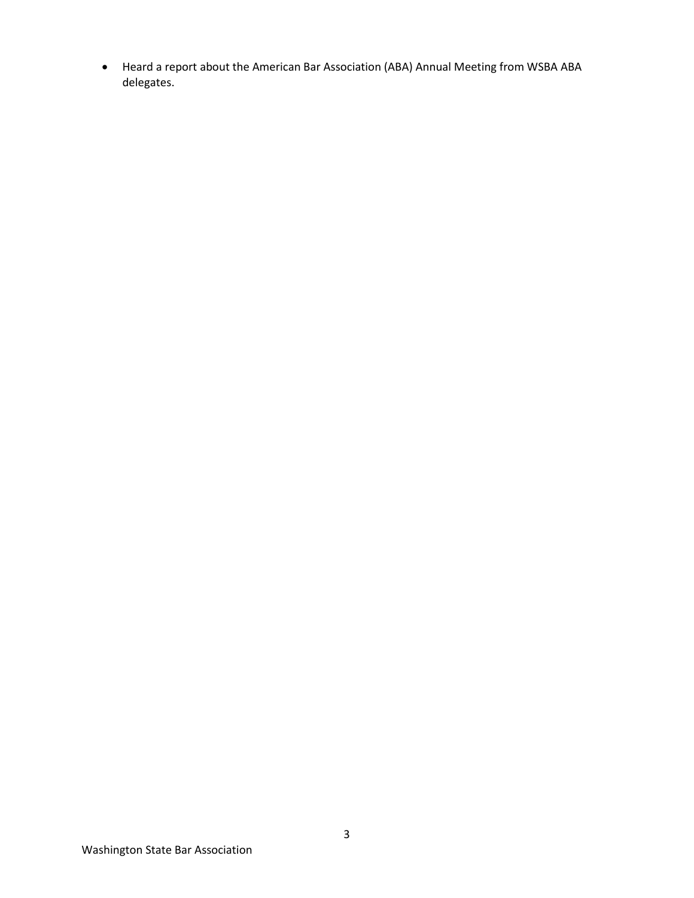- Heard a report about the American Bar Association (ABA) Annual Meeting from WSBA ABA delegates.